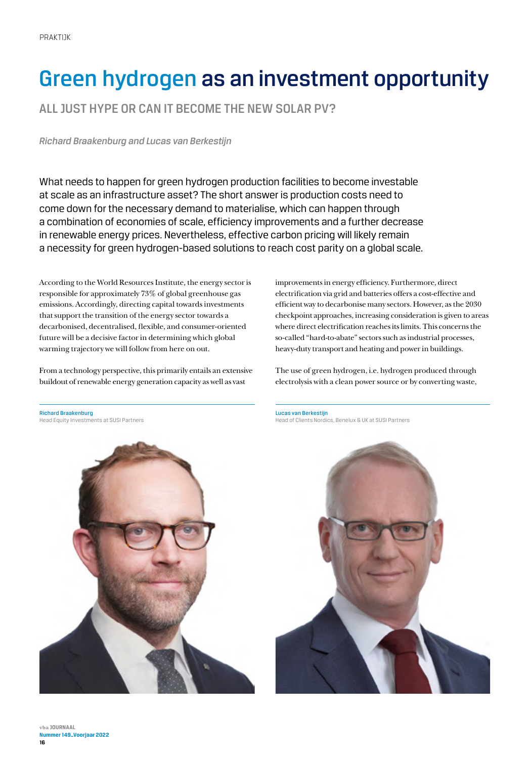# Green hydrogen as an investment opportunity

## ALL JUST HYPE OR CAN IT BECOME THE NEW SOLAR PV?

*Richard Braakenburg and Lucas van Berkestijn*

What needs to happen for green hydrogen production facilities to become investable at scale as an infrastructure asset? The short answer is production costs need to come down for the necessary demand to materialise, which can happen through a combination of economies of scale, efficiency improvements and a further decrease in renewable energy prices. Nevertheless, effective carbon pricing will likely remain a necessity for green hydrogen-based solutions to reach cost parity on a global scale.

According to the World Resources Institute, the energy sector is responsible for approximately 73% of global greenhouse gas emissions. Accordingly, directing capital towards investments that support the transition of the energy sector towards a decarbonised, decentralised, flexible, and consumer-oriented future will be a decisive factor in determining which global warming trajectory we will follow from here on out.

From a technology perspective, this primarily entails an extensive buildout of renewable energy generation capacity as well as vast improvements in energy efficiency. Furthermore, direct electrification via grid and batteries offers a cost-effective and efficient way to decarbonise many sectors. However, as the 2030 checkpoint approaches, increasing consideration is given to areas where direct electrification reaches its limits. This concerns the so-called "hard-to-abate" sectors such as industrial processes, heavy-duty transport and heating and power in buildings.

The use of green hydrogen, i.e. hydrogen produced through electrolysis with a clean power source or by converting waste,

**Richard Braakenburg**
Head Equity Investments at SUSI Partners

**Lucas van Berkestijn**
Head of Clients Nordics, Benelux & UK at SUSI Partners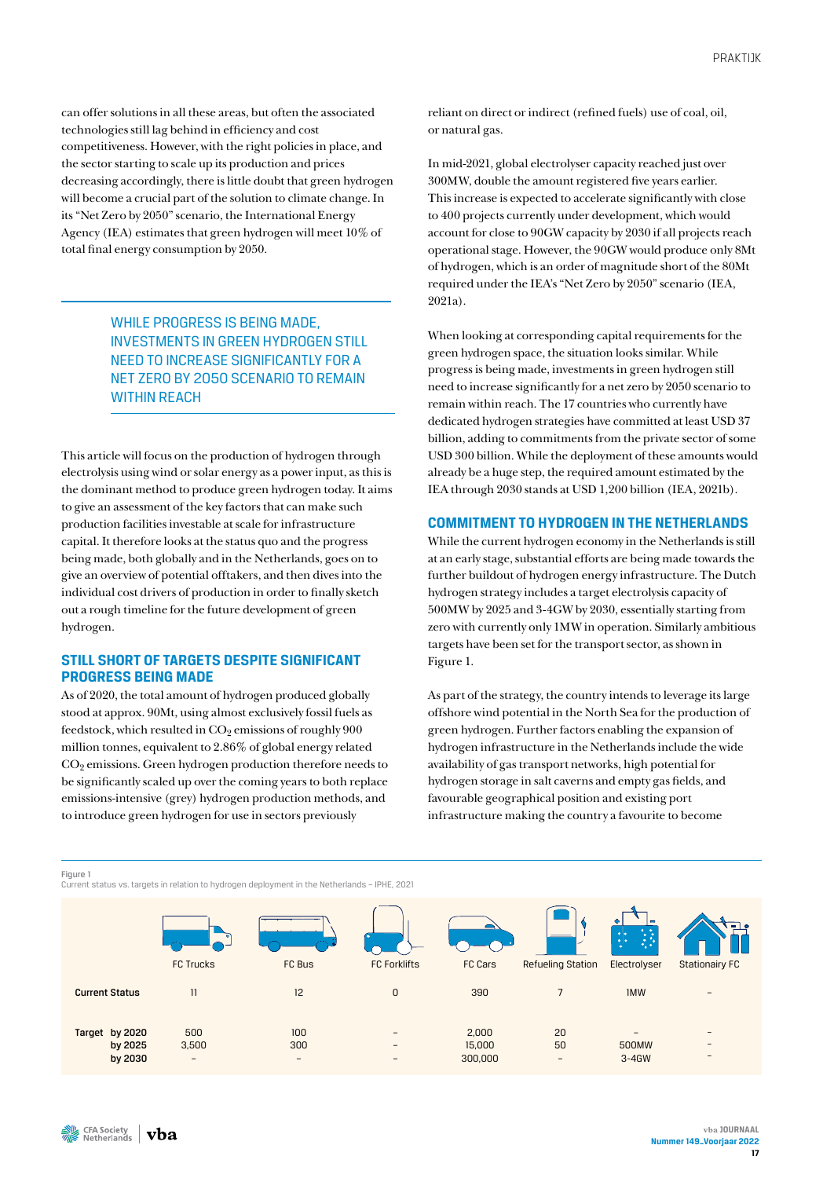can offer solutions in all these areas, but often the associated technologies still lag behind in efficiency and cost competitiveness. However, with the right policies in place, and the sector starting to scale up its production and prices decreasing accordingly, there is little doubt that green hydrogen will become a crucial part of the solution to climate change. In its "Net Zero by 2050" scenario, the International Energy Agency (IEA) estimates that green hydrogen will meet 10% of total final energy consumption by 2050.

> WHILE PROGRESS IS BEING MADE, INVESTMENTS IN GREEN HYDROGEN STILL NEED TO INCREASE SIGNIFICANTLY FOR A NET ZERO BY 2050 SCENARIO TO REMAIN WITHIN REACH

This article will focus on the production of hydrogen through electrolysis using wind or solar energy as a power input, as this is the dominant method to produce green hydrogen today. It aims to give an assessment of the key factors that can make such production facilities investable at scale for infrastructure capital. It therefore looks at the status quo and the progress being made, both globally and in the Netherlands, goes on to give an overview of potential offtakers, and then dives into the individual cost drivers of production in order to finally sketch out a rough timeline for the future development of green hydrogen.

## STILL SHORT OF TARGETS DESPITE SIGNIFICANT PROGRESS BEING MADE

As of 2020, the total amount of hydrogen produced globally stood at approx. 90Mt, using almost exclusively fossil fuels as feedstock, which resulted in $CO_2$ emissions of roughly 900 million tonnes, equivalent to 2.86% of global energy related $CO_2$ emissions. Green hydrogen production therefore needs to be significantly scaled up over the coming years to both replace emissions-intensive (grey) hydrogen production methods, and to introduce green hydrogen for use in sectors previously reliant on direct or indirect (refined fuels) use of coal, oil, or natural gas.

In mid-2021, global electrolyser capacity reached just over 300MW, double the amount registered five years earlier. This increase is expected to accelerate significantly with close to 400 projects currently under development, which would account for close to 90GW capacity by 2030 if all projects reach operational stage. However, the 90GW would produce only 8Mt of hydrogen, which is an order of magnitude short of the 80Mt required under the IEA's "Net Zero by 2050" scenario (IEA, 2021a).

When looking at corresponding capital requirements for the green hydrogen space, the situation looks similar. While progress is being made, investments in green hydrogen still need to increase significantly for a net zero by 2050 scenario to remain within reach. The 17 countries who currently have dedicated hydrogen strategies have committed at least USD 37 billion, adding to commitments from the private sector of some USD 300 billion. While the deployment of these amounts would already be a huge step, the required amount estimated by the IEA through 2030 stands at USD 1,200 billion (IEA, 2021b).

## COMMITMENT TO HYDROGEN IN THE NETHERLANDS

While the current hydrogen economy in the Netherlands is still at an early stage, substantial efforts are being made towards the further buildout of hydrogen energy infrastructure. The Dutch hydrogen strategy includes a target electrolysis capacity of 500MW by 2025 and 3-4GW by 2030, essentially starting from zero with currently only 1MW in operation. Similarly ambitious targets have been set for the transport sector, as shown in Figure 1.

As part of the strategy, the country intends to leverage its large offshore wind potential in the North Sea for the production of green hydrogen. Further factors enabling the expansion of hydrogen infrastructure in the Netherlands include the wide availability of gas transport networks, high potential for hydrogen storage in salt caverns and empty gas fields, and favourable geographical position and existing port infrastructure making the country a favourite to become

Figure 1
Current status vs. targets in relation to hydrogen deployment in the Netherlands – IPHE, 2021

| | FC Trucks | FC Bus | FC Forklifts | FC Cars | Refueling Station | Electrolyser | Stationairy FC |
|---|---|---|---|---|---|---|---|
| **Current Status** | 11 | 12 | 0 | 390 | 7 | 1MW | – |
| **Target by 2020** | 500 | 100 | – | 2,000 | 20 | – | – |
| **by 2025** | 3,500 | 300 | – | 15,000 | 50 | 500MW | – |
| **by 2030** | – | – | – | 300,000 | – | 3-4GW | – |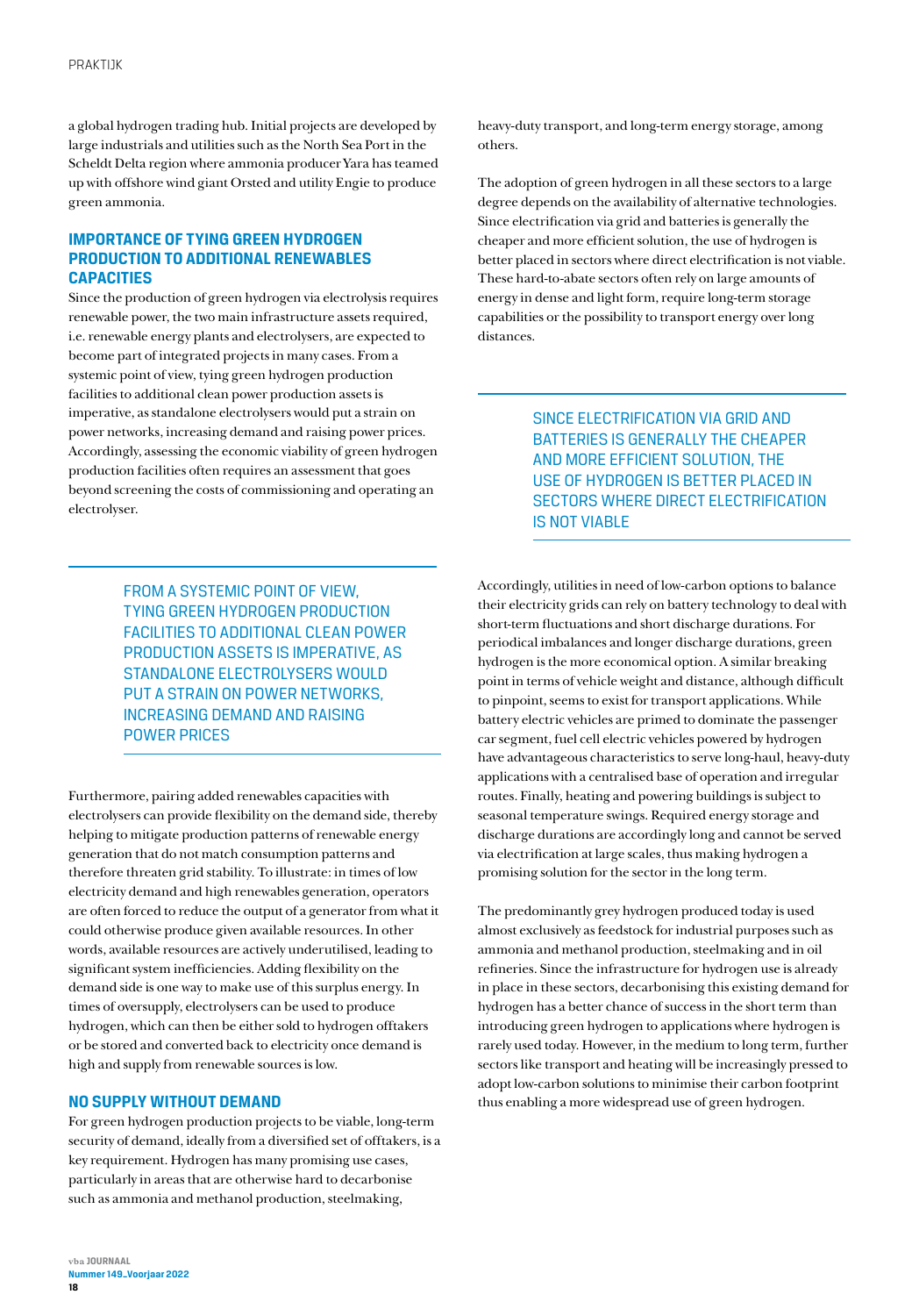a global hydrogen trading hub. Initial projects are developed by large industrials and utilities such as the North Sea Port in the Scheldt Delta region where ammonia producer Yara has teamed up with offshore wind giant Orsted and utility Engie to produce green ammonia.

### IMPORTANCE OF TYING GREEN HYDROGEN PRODUCTION TO ADDITIONAL RENEWABLES CAPACITIES

Since the production of green hydrogen via electrolysis requires renewable power, the two main infrastructure assets required, i.e. renewable energy plants and electrolysers, are expected to become part of integrated projects in many cases. From a systemic point of view, tying green hydrogen production facilities to additional clean power production assets is imperative, as standalone electrolysers would put a strain on power networks, increasing demand and raising power prices. Accordingly, assessing the economic viability of green hydrogen production facilities often requires an assessment that goes beyond screening the costs of commissioning and operating an electrolyser.

> FROM A SYSTEMIC POINT OF VIEW, TYING GREEN HYDROGEN PRODUCTION FACILITIES TO ADDITIONAL CLEAN POWER PRODUCTION ASSETS IS IMPERATIVE, AS STANDALONE ELECTROLYSERS WOULD PUT A STRAIN ON POWER NETWORKS, INCREASING DEMAND AND RAISING POWER PRICES

Furthermore, pairing added renewables capacities with electrolysers can provide flexibility on the demand side, thereby helping to mitigate production patterns of renewable energy generation that do not match consumption patterns and therefore threaten grid stability. To illustrate: in times of low electricity demand and high renewables generation, operators are often forced to reduce the output of a generator from what it could otherwise produce given available resources. In other words, available resources are actively underutilised, leading to significant system inefficiencies. Adding flexibility on the demand side is one way to make use of this surplus energy. In times of oversupply, electrolysers can be used to produce hydrogen, which can then be either sold to hydrogen offtakers or be stored and converted back to electricity once demand is high and supply from renewable sources is low.

### NO SUPPLY WITHOUT DEMAND

For green hydrogen production projects to be viable, long-term security of demand, ideally from a diversified set of offtakers, is a key requirement. Hydrogen has many promising use cases, particularly in areas that are otherwise hard to decarbonise such as ammonia and methanol production, steelmaking, heavy-duty transport, and long-term energy storage, among others.

The adoption of green hydrogen in all these sectors to a large degree depends on the availability of alternative technologies. Since electrification via grid and batteries is generally the cheaper and more efficient solution, the use of hydrogen is better placed in sectors where direct electrification is not viable. These hard-to-abate sectors often rely on large amounts of energy in dense and light form, require long-term storage capabilities or the possibility to transport energy over long distances.

> SINCE ELECTRIFICATION VIA GRID AND BATTERIES IS GENERALLY THE CHEAPER AND MORE EFFICIENT SOLUTION, THE USE OF HYDROGEN IS BETTER PLACED IN SECTORS WHERE DIRECT ELECTRIFICATION IS NOT VIABLE

Accordingly, utilities in need of low-carbon options to balance their electricity grids can rely on battery technology to deal with short-term fluctuations and short discharge durations. For periodical imbalances and longer discharge durations, green hydrogen is the more economical option. A similar breaking point in terms of vehicle weight and distance, although difficult to pinpoint, seems to exist for transport applications. While battery electric vehicles are primed to dominate the passenger car segment, fuel cell electric vehicles powered by hydrogen have advantageous characteristics to serve long-haul, heavy-duty applications with a centralised base of operation and irregular routes. Finally, heating and powering buildings is subject to seasonal temperature swings. Required energy storage and discharge durations are accordingly long and cannot be served via electrification at large scales, thus making hydrogen a promising solution for the sector in the long term.

The predominantly grey hydrogen produced today is used almost exclusively as feedstock for industrial purposes such as ammonia and methanol production, steelmaking and in oil refineries. Since the infrastructure for hydrogen use is already in place in these sectors, decarbonising this existing demand for hydrogen has a better chance of success in the short term than introducing green hydrogen to applications where hydrogen is rarely used today. However, in the medium to long term, further sectors like transport and heating will be increasingly pressed to adopt low-carbon solutions to minimise their carbon footprint thus enabling a more widespread use of green hydrogen.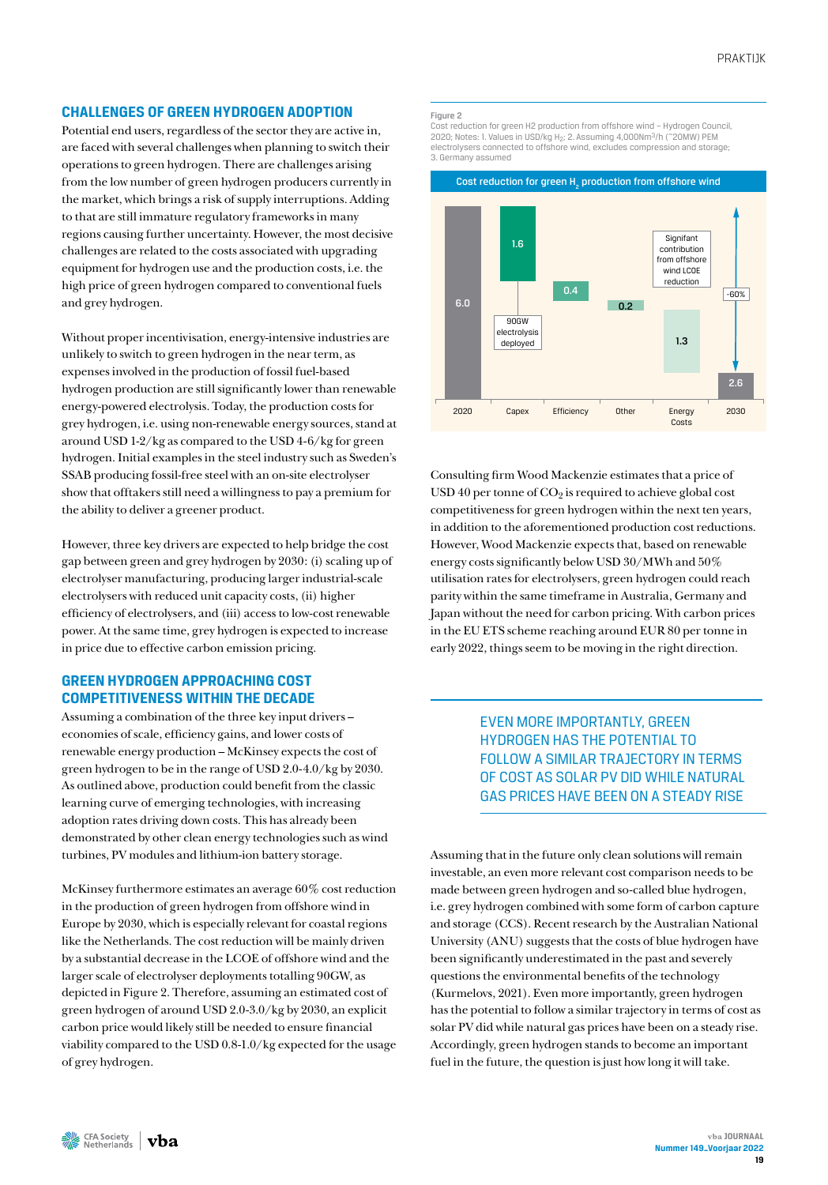## CHALLENGES OF GREEN HYDROGEN ADOPTION

Potential end users, regardless of the sector they are active in, are faced with several challenges when planning to switch their operations to green hydrogen. There are challenges arising from the low number of green hydrogen producers currently in the market, which brings a risk of supply interruptions. Adding to that are still immature regulatory frameworks in many regions causing further uncertainty. However, the most decisive challenges are related to the costs associated with upgrading equipment for hydrogen use and the production costs, i.e. the high price of green hydrogen compared to conventional fuels and grey hydrogen.

Without proper incentivisation, energy-intensive industries are unlikely to switch to green hydrogen in the near term, as expenses involved in the production of fossil fuel-based hydrogen production are still significantly lower than renewable energy-powered electrolysis. Today, the production costs for grey hydrogen, i.e. using non-renewable energy sources, stand at around USD 1-2/kg as compared to the USD 4-6/kg for green hydrogen. Initial examples in the steel industry such as Sweden's SSAB producing fossil-free steel with an on-site electrolyser show that offtakers still need a willingness to pay a premium for the ability to deliver a greener product.

However, three key drivers are expected to help bridge the cost gap between green and grey hydrogen by 2030: (i) scaling up of electrolyser manufacturing, producing larger industrial-scale electrolysers with reduced unit capacity costs, (ii) higher efficiency of electrolysers, and (iii) access to low-cost renewable power. At the same time, grey hydrogen is expected to increase in price due to effective carbon emission pricing.

## GREEN HYDROGEN APPROACHING COST COMPETITIVENESS WITHIN THE DECADE

Assuming a combination of the three key input drivers – economies of scale, efficiency gains, and lower costs of renewable energy production – McKinsey expects the cost of green hydrogen to be in the range of USD 2.0-4.0/kg by 2030. As outlined above, production could benefit from the classic learning curve of emerging technologies, with increasing adoption rates driving down costs. This has already been demonstrated by other clean energy technologies such as wind turbines, PV modules and lithium-ion battery storage.

McKinsey furthermore estimates an average 60% cost reduction in the production of green hydrogen from offshore wind in Europe by 2030, which is especially relevant for coastal regions like the Netherlands. The cost reduction will be mainly driven by a substantial decrease in the LCOE of offshore wind and the larger scale of electrolyser deployments totalling 90GW, as depicted in Figure 2. Therefore, assuming an estimated cost of green hydrogen of around USD 2.0-3.0/kg by 2030, an explicit carbon price would likely still be needed to ensure financial viability compared to the USD 0.8-1.0/kg expected for the usage of grey hydrogen.

Figure 2

Cost reduction for green H2 production from offshore wind – Hydrogen Council, 2020; Notes: 1. Values in USD/kg $H_2$; 2. Assuming 4,000Nm$^3$/h (~20MW) PEM electrolysers connected to offshore wind, excludes compression and storage; 3. Germany assumed

**Cost reduction for green $H_2$ production from offshore wind**

| 2020 | Capex | Efficiency | Other | Energy Costs | 2030 |
|---|---|---|---|---|---|
| 6.0 | 1.6 | 0.4 | 0.2 | 1.3 | 2.6 |

Annotations: Capex – "90GW electrolysis deployed"; Energy Costs – "Signifant contribution from offshore wind LCOE reduction"; 2020 to 2030 – "-60%".

Consulting firm Wood Mackenzie estimates that a price of USD 40 per tonne of $CO_2$ is required to achieve global cost competitiveness for green hydrogen within the next ten years, in addition to the aforementioned production cost reductions. However, Wood Mackenzie expects that, based on renewable energy costs significantly below USD 30/MWh and 50% utilisation rates for electrolysers, green hydrogen could reach parity within the same timeframe in Australia, Germany and Japan without the need for carbon pricing. With carbon prices in the EU ETS scheme reaching around EUR 80 per tonne in early 2022, things seem to be moving in the right direction.

> EVEN MORE IMPORTANTLY, GREEN HYDROGEN HAS THE POTENTIAL TO FOLLOW A SIMILAR TRAJECTORY IN TERMS OF COST AS SOLAR PV DID WHILE NATURAL GAS PRICES HAVE BEEN ON A STEADY RISE

Assuming that in the future only clean solutions will remain investable, an even more relevant cost comparison needs to be made between green hydrogen and so-called blue hydrogen, i.e. grey hydrogen combined with some form of carbon capture and storage (CCS). Recent research by the Australian National University (ANU) suggests that the costs of blue hydrogen have been significantly underestimated in the past and severely questions the environmental benefits of the technology (Kurmelovs, 2021). Even more importantly, green hydrogen has the potential to follow a similar trajectory in terms of cost as solar PV did while natural gas prices have been on a steady rise. Accordingly, green hydrogen stands to become an important fuel in the future, the question is just how long it will take.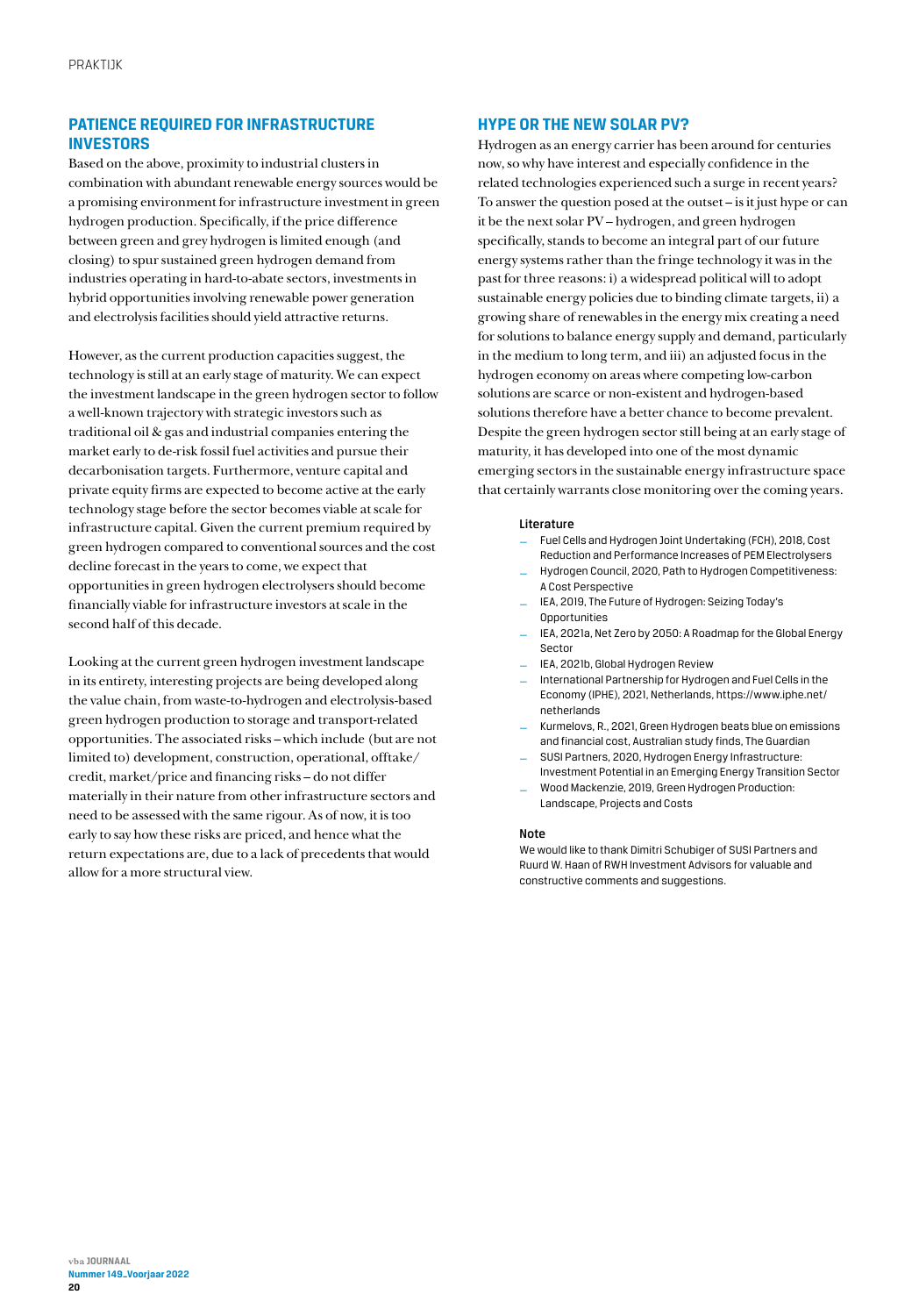## PATIENCE REQUIRED FOR INFRASTRUCTURE INVESTORS

Based on the above, proximity to industrial clusters in combination with abundant renewable energy sources would be a promising environment for infrastructure investment in green hydrogen production. Specifically, if the price difference between green and grey hydrogen is limited enough (and closing) to spur sustained green hydrogen demand from industries operating in hard-to-abate sectors, investments in hybrid opportunities involving renewable power generation and electrolysis facilities should yield attractive returns.

However, as the current production capacities suggest, the technology is still at an early stage of maturity. We can expect the investment landscape in the green hydrogen sector to follow a well-known trajectory with strategic investors such as traditional oil & gas and industrial companies entering the market early to de-risk fossil fuel activities and pursue their decarbonisation targets. Furthermore, venture capital and private equity firms are expected to become active at the early technology stage before the sector becomes viable at scale for infrastructure capital. Given the current premium required by green hydrogen compared to conventional sources and the cost decline forecast in the years to come, we expect that opportunities in green hydrogen electrolysers should become financially viable for infrastructure investors at scale in the second half of this decade.

Looking at the current green hydrogen investment landscape in its entirety, interesting projects are being developed along the value chain, from waste-to-hydrogen and electrolysis-based green hydrogen production to storage and transport-related opportunities. The associated risks – which include (but are not limited to) development, construction, operational, offtake/credit, market/price and financing risks – do not differ materially in their nature from other infrastructure sectors and need to be assessed with the same rigour. As of now, it is too early to say how these risks are priced, and hence what the return expectations are, due to a lack of precedents that would allow for a more structural view.

## HYPE OR THE NEW SOLAR PV?

Hydrogen as an energy carrier has been around for centuries now, so why have interest and especially confidence in the related technologies experienced such a surge in recent years? To answer the question posed at the outset – is it just hype or can it be the next solar PV – hydrogen, and green hydrogen specifically, stands to become an integral part of our future energy systems rather than the fringe technology it was in the past for three reasons: i) a widespread political will to adopt sustainable energy policies due to binding climate targets, ii) a growing share of renewables in the energy mix creating a need for solutions to balance energy supply and demand, particularly in the medium to long term, and iii) an adjusted focus in the hydrogen economy on areas where competing low-carbon solutions are scarce or non-existent and hydrogen-based solutions therefore have a better chance to become prevalent. Despite the green hydrogen sector still being at an early stage of maturity, it has developed into one of the most dynamic emerging sectors in the sustainable energy infrastructure space that certainly warrants close monitoring over the coming years.

### Literature

- Fuel Cells and Hydrogen Joint Undertaking (FCH), 2018, Cost Reduction and Performance Increases of PEM Electrolysers
- Hydrogen Council, 2020, Path to Hydrogen Competitiveness: A Cost Perspective
- IEA, 2019, The Future of Hydrogen: Seizing Today's Opportunities
- IEA, 2021a, Net Zero by 2050: A Roadmap for the Global Energy Sector
- IEA, 2021b, Global Hydrogen Review
- International Partnership for Hydrogen and Fuel Cells in the Economy (IPHE), 2021, Netherlands, https://www.iphe.net/netherlands
- Kurmelovs, R., 2021, Green Hydrogen beats blue on emissions and financial cost, Australian study finds, The Guardian
- SUSI Partners, 2020, Hydrogen Energy Infrastructure: Investment Potential in an Emerging Energy Transition Sector
- Wood Mackenzie, 2019, Green Hydrogen Production: Landscape, Projects and Costs

### Note

We would like to thank Dimitri Schubiger of SUSI Partners and Ruurd W. Haan of RWH Investment Advisors for valuable and constructive comments and suggestions.